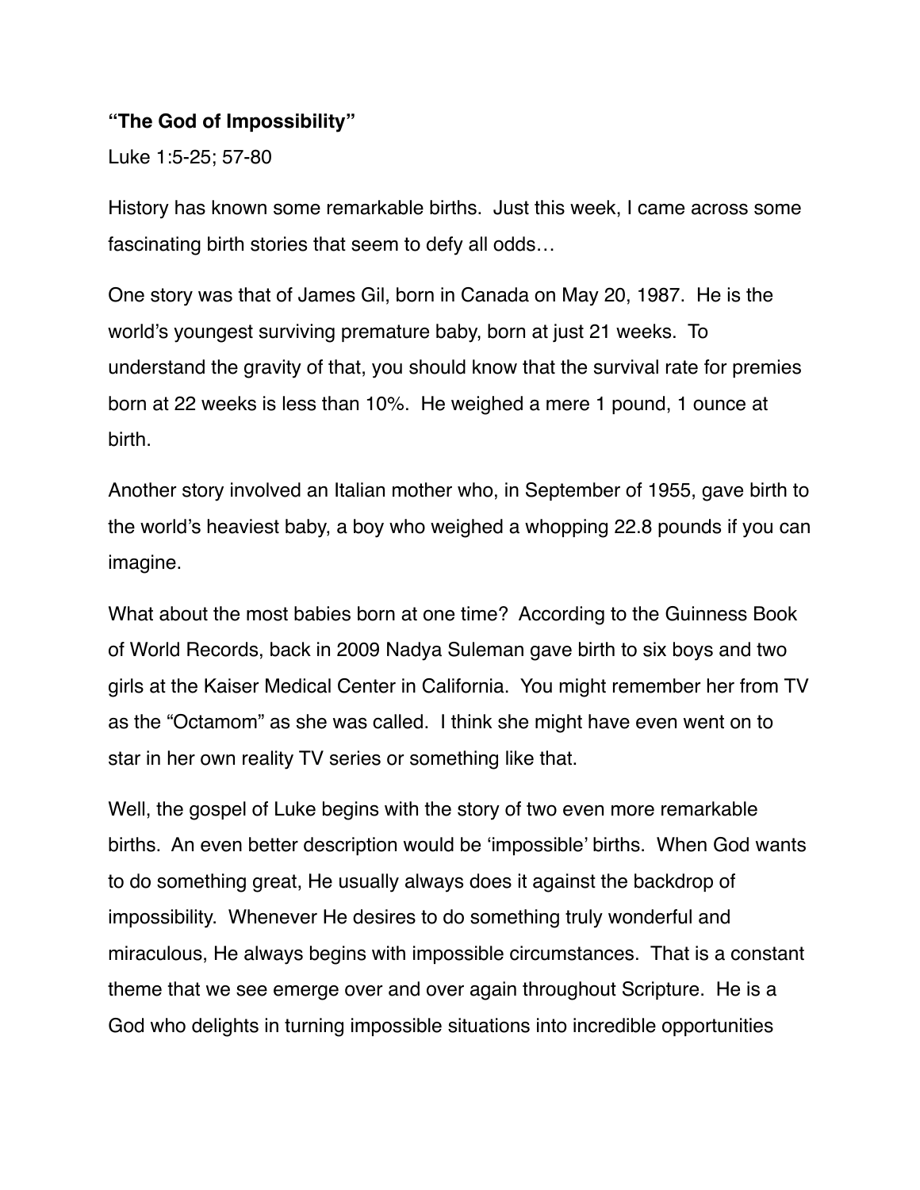**“The God of Impossibility”**

Luke 1:5-25; 57-80

History has known some remarkable births. Just this week, I came across some fascinating birth stories that seem to defy all odds…

One story was that of James Gil, born in Canada on May 20, 1987. He is the world’s youngest surviving premature baby, born at just 21 weeks. To understand the gravity of that, you should know that the survival rate for premies born at 22 weeks is less than 10%. He weighed a mere 1 pound, 1 ounce at birth.

Another story involved an Italian mother who, in September of 1955, gave birth to the world’s heaviest baby, a boy who weighed a whopping 22.8 pounds if you can imagine.

What about the most babies born at one time? According to the Guinness Book of World Records, back in 2009 Nadya Suleman gave birth to six boys and two girls at the Kaiser Medical Center in California. You might remember her from TV as the “Octamom” as she was called. I think she might have even went on to star in her own reality TV series or something like that.

Well, the gospel of Luke begins with the story of two even more remarkable births. An even better description would be ‘impossible’ births. When God wants to do something great, He usually always does it against the backdrop of impossibility. Whenever He desires to do something truly wonderful and miraculous, He always begins with impossible circumstances. That is a constant theme that we see emerge over and over again throughout Scripture. He is a God who delights in turning impossible situations into incredible opportunities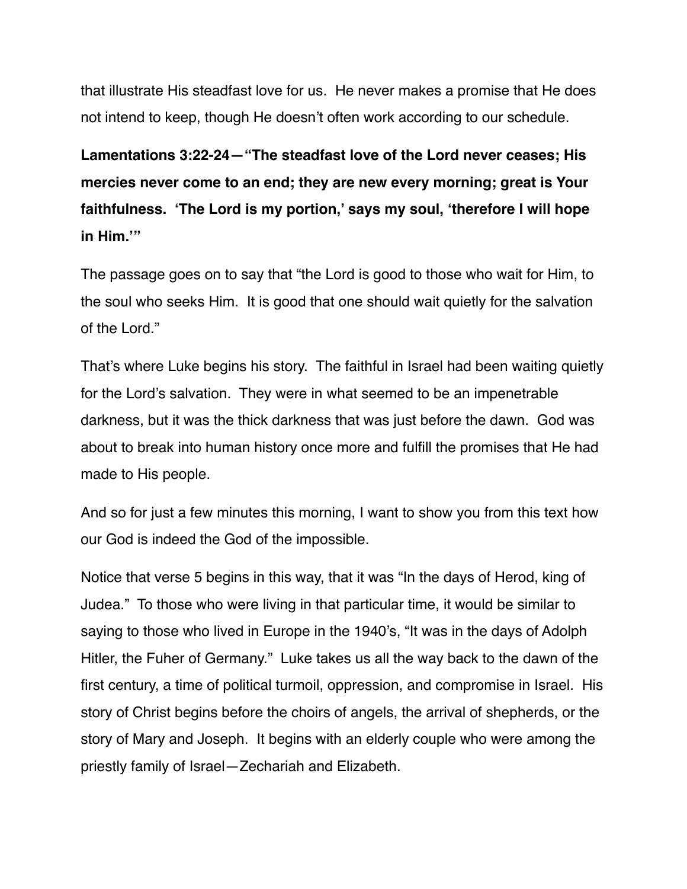that illustrate His steadfast love for us.  He never makes a promise that He does not intend to keep, though He doesn't often work according to our schedule.

**Lamentations 3:22-24—"The steadfast love of the Lord never ceases; His mercies never come to an end; they are new every morning; great is Your faithfulness.  'The Lord is my portion,' says my soul, 'therefore I will hope in Him.'"**

The passage goes on to say that "the Lord is good to those who wait for Him, to the soul who seeks Him.  It is good that one should wait quietly for the salvation of the Lord."

That's where Luke begins his story.  The faithful in Israel had been waiting quietly for the Lord's salvation.  They were in what seemed to be an impenetrable darkness, but it was the thick darkness that was just before the dawn.  God was about to break into human history once more and fulfill the promises that He had made to His people.

And so for just a few minutes this morning, I want to show you from this text how our God is indeed the God of the impossible.

Notice that verse 5 begins in this way, that it was "In the days of Herod, king of Judea."  To those who were living in that particular time, it would be similar to saying to those who lived in Europe in the 1940's, "It was in the days of Adolph Hitler, the Fuher of Germany."  Luke takes us all the way back to the dawn of the first century, a time of political turmoil, oppression, and compromise in Israel.  His story of Christ begins before the choirs of angels, the arrival of shepherds, or the story of Mary and Joseph.  It begins with an elderly couple who were among the priestly family of Israel—Zechariah and Elizabeth.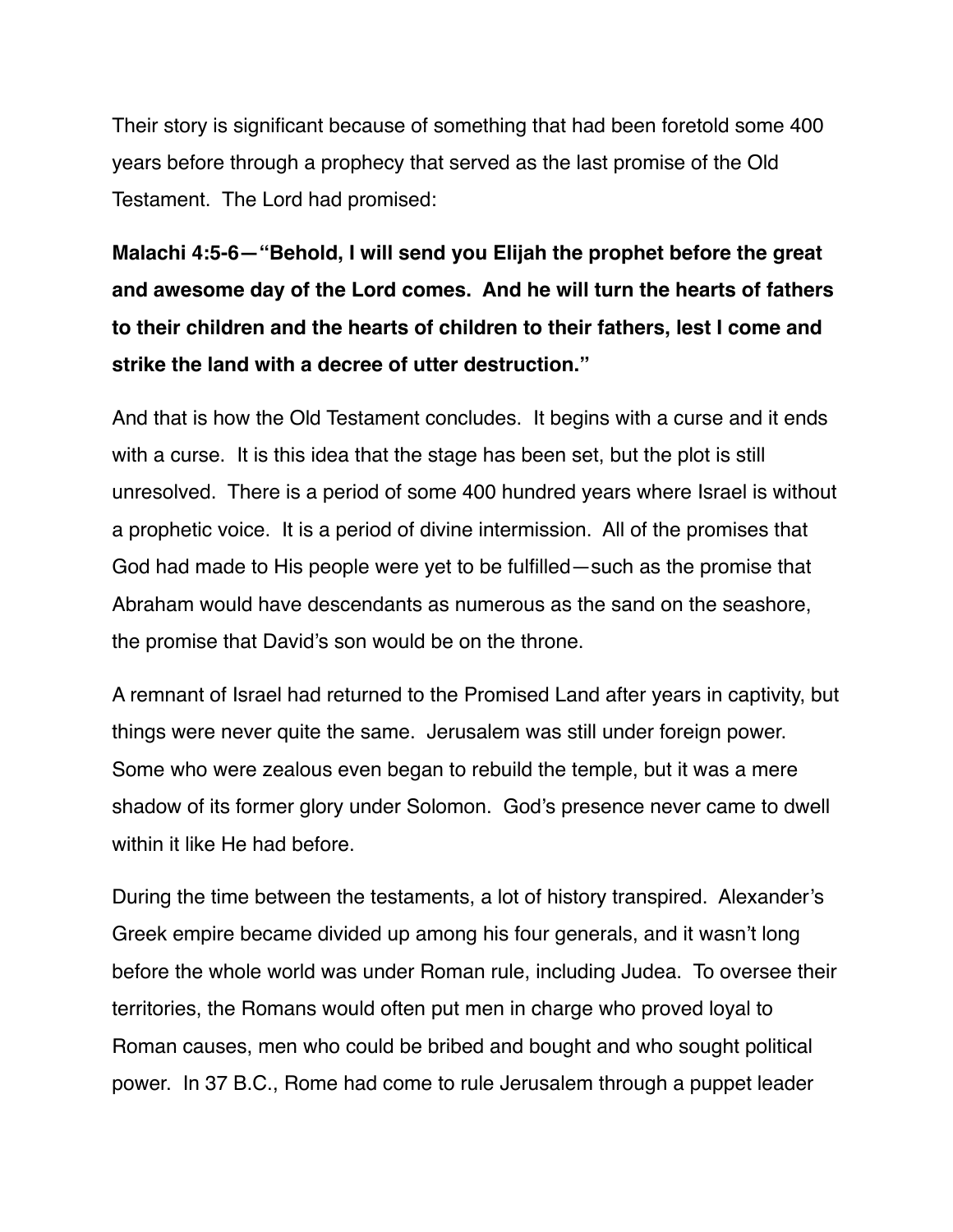Their story is significant because of something that had been foretold some 400 years before through a prophecy that served as the last promise of the Old Testament. The Lord had promised:

**Malachi 4:5-6—"Behold, I will send you Elijah the prophet before the great and awesome day of the Lord comes. And he will turn the hearts of fathers to their children and the hearts of children to their fathers, lest I come and strike the land with a decree of utter destruction."**

And that is how the Old Testament concludes. It begins with a curse and it ends with a curse. It is this idea that the stage has been set, but the plot is still unresolved. There is a period of some 400 hundred years where Israel is without a prophetic voice. It is a period of divine intermission. All of the promises that God had made to His people were yet to be fulfilled—such as the promise that Abraham would have descendants as numerous as the sand on the seashore, the promise that David's son would be on the throne.

A remnant of Israel had returned to the Promised Land after years in captivity, but things were never quite the same. Jerusalem was still under foreign power. Some who were zealous even began to rebuild the temple, but it was a mere shadow of its former glory under Solomon. God's presence never came to dwell within it like He had before.

During the time between the testaments, a lot of history transpired. Alexander's Greek empire became divided up among his four generals, and it wasn't long before the whole world was under Roman rule, including Judea. To oversee their territories, the Romans would often put men in charge who proved loyal to Roman causes, men who could be bribed and bought and who sought political power. In 37 B.C., Rome had come to rule Jerusalem through a puppet leader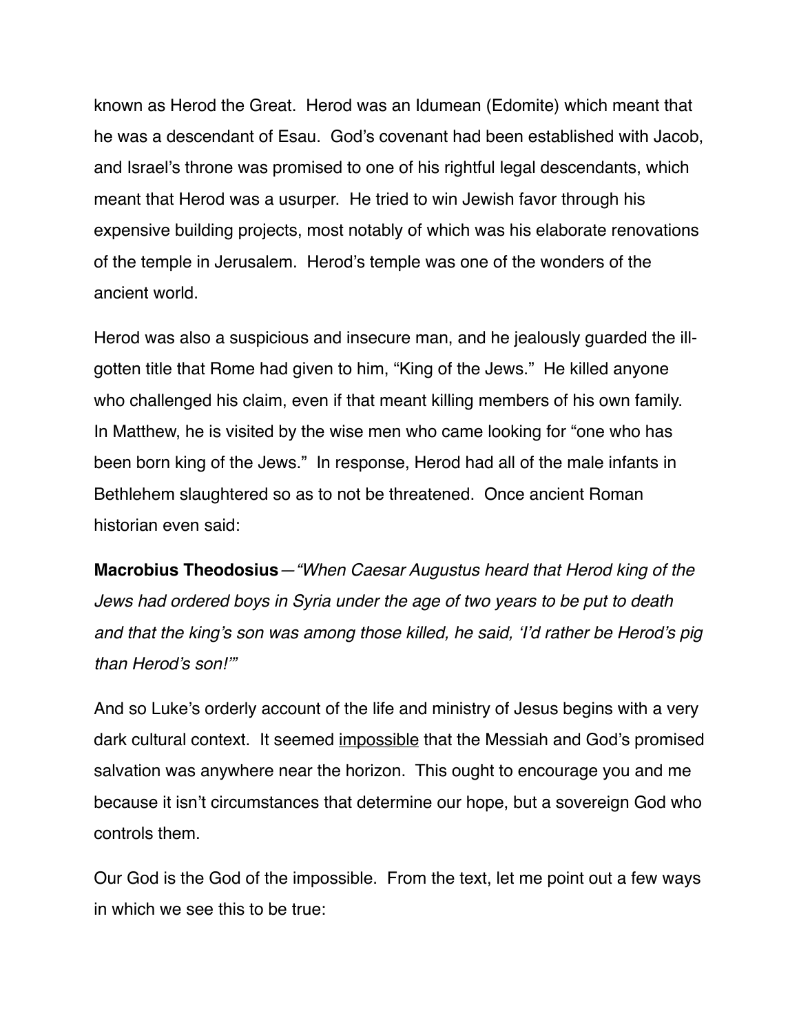known as Herod the Great. Herod was an Idumean (Edomite) which meant that he was a descendant of Esau. God's covenant had been established with Jacob, and Israel's throne was promised to one of his rightful legal descendants, which meant that Herod was a usurper. He tried to win Jewish favor through his expensive building projects, most notably of which was his elaborate renovations of the temple in Jerusalem. Herod's temple was one of the wonders of the ancient world.

Herod was also a suspicious and insecure man, and he jealously guarded the ill-gotten title that Rome had given to him, "King of the Jews." He killed anyone who challenged his claim, even if that meant killing members of his own family. In Matthew, he is visited by the wise men who came looking for "one who has been born king of the Jews." In response, Herod had all of the male infants in Bethlehem slaughtered so as to not be threatened. Once ancient Roman historian even said:

**Macrobius Theodosius**—*"When Caesar Augustus heard that Herod king of the Jews had ordered boys in Syria under the age of two years to be put to death and that the king's son was among those killed, he said, 'I'd rather be Herod's pig than Herod's son!'"*

And so Luke's orderly account of the life and ministry of Jesus begins with a very dark cultural context. It seemed <u>impossible</u> that the Messiah and God's promised salvation was anywhere near the horizon. This ought to encourage you and me because it isn't circumstances that determine our hope, but a sovereign God who controls them.

Our God is the God of the impossible. From the text, let me point out a few ways in which we see this to be true: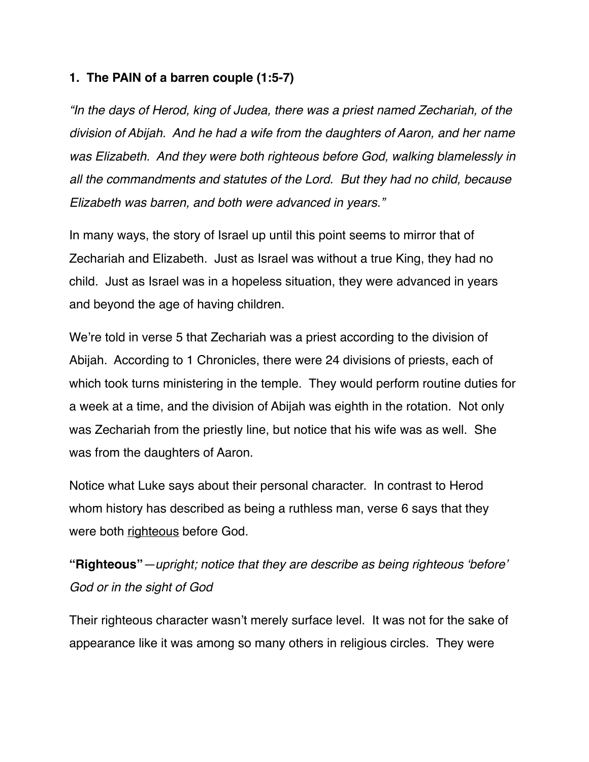**1. The PAIN of a barren couple (1:5-7)**

*"In the days of Herod, king of Judea, there was a priest named Zechariah, of the division of Abijah. And he had a wife from the daughters of Aaron, and her name was Elizabeth. And they were both righteous before God, walking blamelessly in all the commandments and statutes of the Lord. But they had no child, because Elizabeth was barren, and both were advanced in years."*

In many ways, the story of Israel up until this point seems to mirror that of Zechariah and Elizabeth. Just as Israel was without a true King, they had no child. Just as Israel was in a hopeless situation, they were advanced in years and beyond the age of having children.

We're told in verse 5 that Zechariah was a priest according to the division of Abijah. According to 1 Chronicles, there were 24 divisions of priests, each of which took turns ministering in the temple. They would perform routine duties for a week at a time, and the division of Abijah was eighth in the rotation. Not only was Zechariah from the priestly line, but notice that his wife was as well. She was from the daughters of Aaron.

Notice what Luke says about their personal character. In contrast to Herod whom history has described as being a ruthless man, verse 6 says that they were both <u>righteous</u> before God.

**"Righteous"**—*upright; notice that they are describe as being righteous 'before' God or in the sight of God*

Their righteous character wasn't merely surface level. It was not for the sake of appearance like it was among so many others in religious circles. They were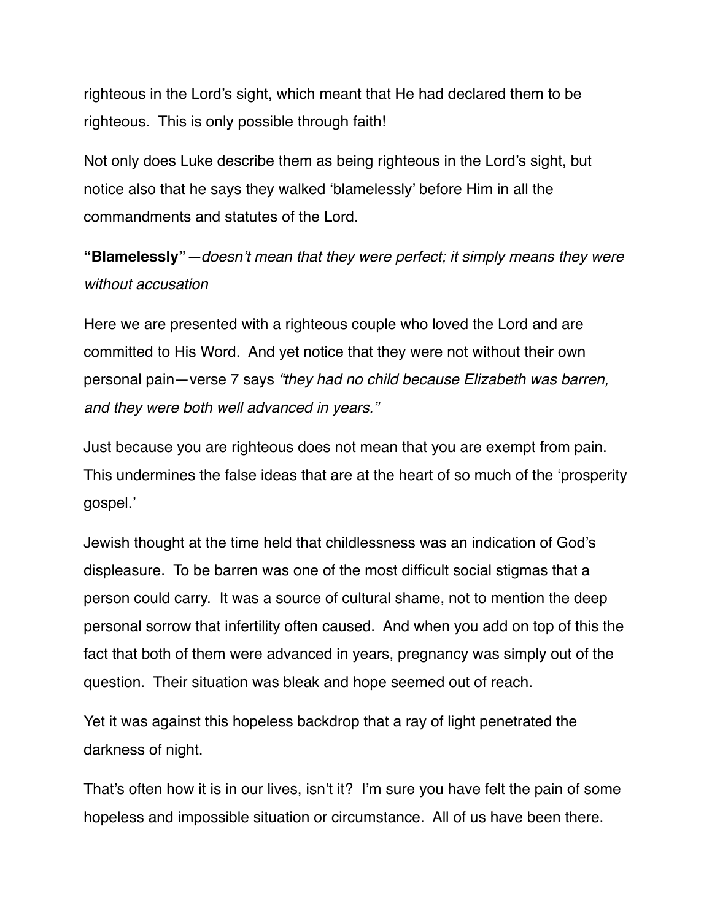righteous in the Lord's sight, which meant that He had declared them to be righteous.  This is only possible through faith!

Not only does Luke describe them as being righteous in the Lord's sight, but notice also that he says they walked 'blamelessly' before Him in all the commandments and statutes of the Lord.

**"Blamelessly"**—*doesn't mean that they were perfect; it simply means they were without accusation*

Here we are presented with a righteous couple who loved the Lord and are committed to His Word.  And yet notice that they were not without their own personal pain—verse 7 says *"<u>they had no child</u> because Elizabeth was barren, and they were both well advanced in years."*

Just because you are righteous does not mean that you are exempt from pain.  This undermines the false ideas that are at the heart of so much of the 'prosperity gospel.'

Jewish thought at the time held that childlessness was an indication of God's displeasure.  To be barren was one of the most difficult social stigmas that a person could carry.  It was a source of cultural shame, not to mention the deep personal sorrow that infertility often caused.  And when you add on top of this the fact that both of them were advanced in years, pregnancy was simply out of the question.  Their situation was bleak and hope seemed out of reach.

Yet it was against this hopeless backdrop that a ray of light penetrated the darkness of night.

That's often how it is in our lives, isn't it?  I'm sure you have felt the pain of some hopeless and impossible situation or circumstance.  All of us have been there.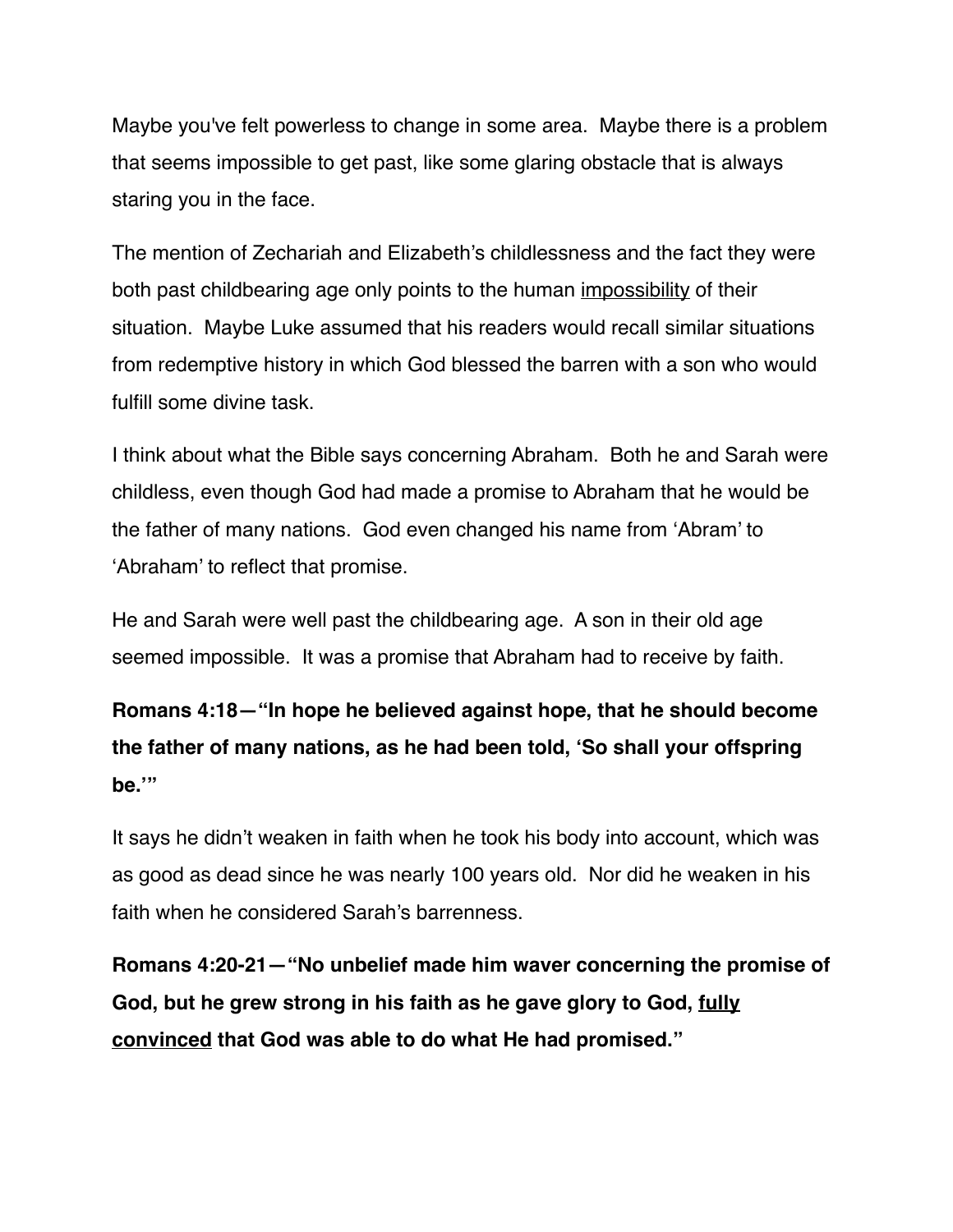Maybe you've felt powerless to change in some area. Maybe there is a problem that seems impossible to get past, like some glaring obstacle that is always staring you in the face.

The mention of Zechariah and Elizabeth's childlessness and the fact they were both past childbearing age only points to the human <u>impossibility</u> of their situation. Maybe Luke assumed that his readers would recall similar situations from redemptive history in which God blessed the barren with a son who would fulfill some divine task.

I think about what the Bible says concerning Abraham. Both he and Sarah were childless, even though God had made a promise to Abraham that he would be the father of many nations. God even changed his name from 'Abram' to 'Abraham' to reflect that promise.

He and Sarah were well past the childbearing age. A son in their old age seemed impossible. It was a promise that Abraham had to receive by faith.

**Romans 4:18—"In hope he believed against hope, that he should become the father of many nations, as he had been told, 'So shall your offspring be.'"**

It says he didn't weaken in faith when he took his body into account, which was as good as dead since he was nearly 100 years old. Nor did he weaken in his faith when he considered Sarah's barrenness.

**Romans 4:20-21—"No unbelief made him waver concerning the promise of God, but he grew strong in his faith as he gave glory to God, <u>fully convinced</u> that God was able to do what He had promised."**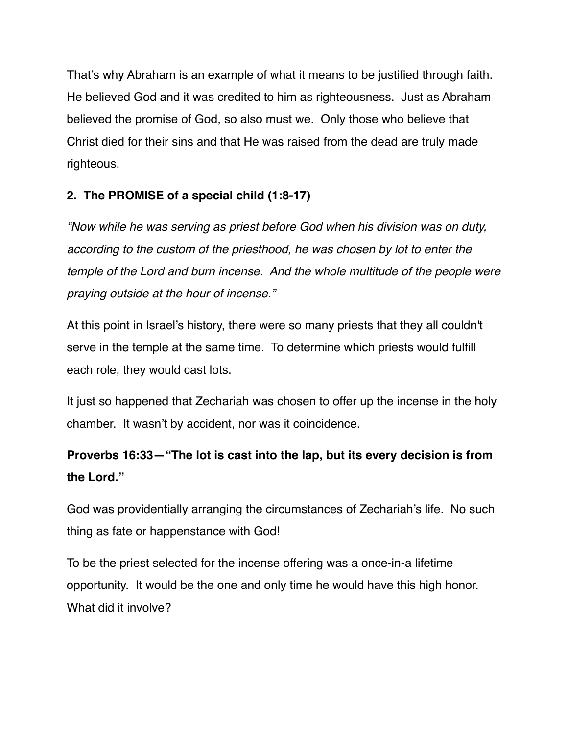That's why Abraham is an example of what it means to be justified through faith. He believed God and it was credited to him as righteousness. Just as Abraham believed the promise of God, so also must we. Only those who believe that Christ died for their sins and that He was raised from the dead are truly made righteous.

**2. The PROMISE of a special child (1:8-17)**

*"Now while he was serving as priest before God when his division was on duty, according to the custom of the priesthood, he was chosen by lot to enter the temple of the Lord and burn incense. And the whole multitude of the people were praying outside at the hour of incense."*

At this point in Israel's history, there were so many priests that they all couldn't serve in the temple at the same time. To determine which priests would fulfill each role, they would cast lots.

It just so happened that Zechariah was chosen to offer up the incense in the holy chamber. It wasn't by accident, nor was it coincidence.

**Proverbs 16:33—"The lot is cast into the lap, but its every decision is from the Lord."**

God was providentially arranging the circumstances of Zechariah's life. No such thing as fate or happenstance with God!

To be the priest selected for the incense offering was a once-in-a lifetime opportunity. It would be the one and only time he would have this high honor. What did it involve?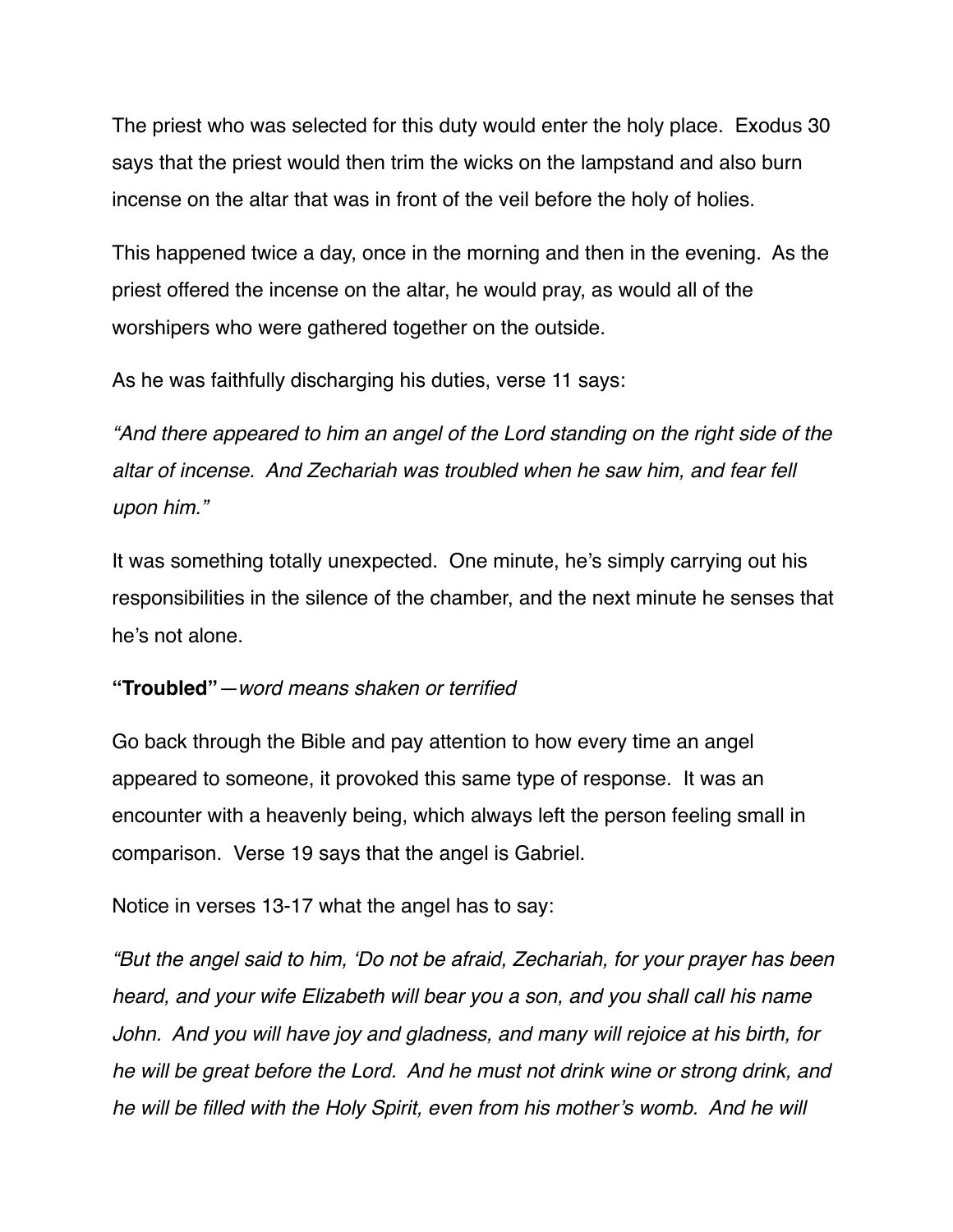The priest who was selected for this duty would enter the holy place. Exodus 30 says that the priest would then trim the wicks on the lampstand and also burn incense on the altar that was in front of the veil before the holy of holies.

This happened twice a day, once in the morning and then in the evening. As the priest offered the incense on the altar, he would pray, as would all of the worshipers who were gathered together on the outside.

As he was faithfully discharging his duties, verse 11 says:

*"And there appeared to him an angel of the Lord standing on the right side of the altar of incense. And Zechariah was troubled when he saw him, and fear fell upon him."*

It was something totally unexpected. One minute, he's simply carrying out his responsibilities in the silence of the chamber, and the next minute he senses that he's not alone.

**"Troubled"**—*word means shaken or terrified*

Go back through the Bible and pay attention to how every time an angel appeared to someone, it provoked this same type of response. It was an encounter with a heavenly being, which always left the person feeling small in comparison. Verse 19 says that the angel is Gabriel.

Notice in verses 13-17 what the angel has to say:

*"But the angel said to him, 'Do not be afraid, Zechariah, for your prayer has been heard, and your wife Elizabeth will bear you a son, and you shall call his name John. And you will have joy and gladness, and many will rejoice at his birth, for he will be great before the Lord. And he must not drink wine or strong drink, and he will be filled with the Holy Spirit, even from his mother's womb. And he will*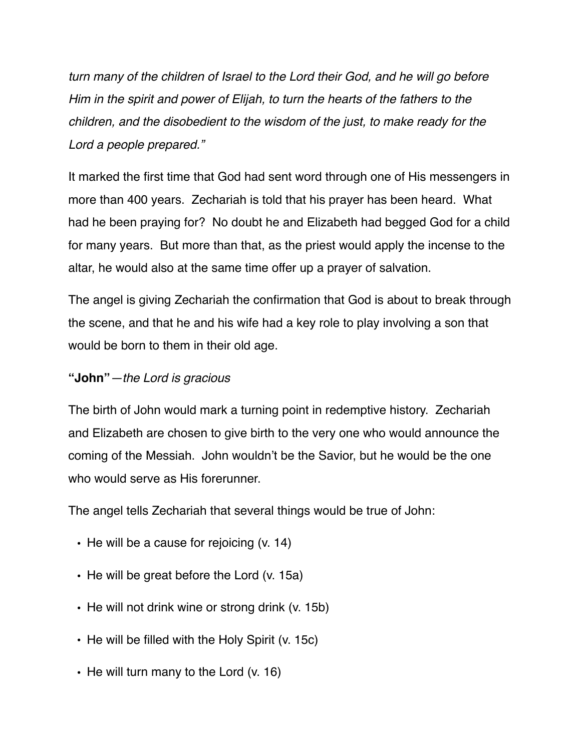*turn many of the children of Israel to the Lord their God, and he will go before Him in the spirit and power of Elijah, to turn the hearts of the fathers to the children, and the disobedient to the wisdom of the just, to make ready for the Lord a people prepared."*

It marked the first time that God had sent word through one of His messengers in more than 400 years. Zechariah is told that his prayer has been heard. What had he been praying for? No doubt he and Elizabeth had begged God for a child for many years. But more than that, as the priest would apply the incense to the altar, he would also at the same time offer up a prayer of salvation.

The angel is giving Zechariah the confirmation that God is about to break through the scene, and that he and his wife had a key role to play involving a son that would be born to them in their old age.

**"John"**—*the Lord is gracious*

The birth of John would mark a turning point in redemptive history. Zechariah and Elizabeth are chosen to give birth to the very one who would announce the coming of the Messiah. John wouldn't be the Savior, but he would be the one who would serve as His forerunner.

The angel tells Zechariah that several things would be true of John:

- He will be a cause for rejoicing (v. 14)
- He will be great before the Lord (v. 15a)
- He will not drink wine or strong drink (v. 15b)
- He will be filled with the Holy Spirit (v. 15c)
- He will turn many to the Lord (v. 16)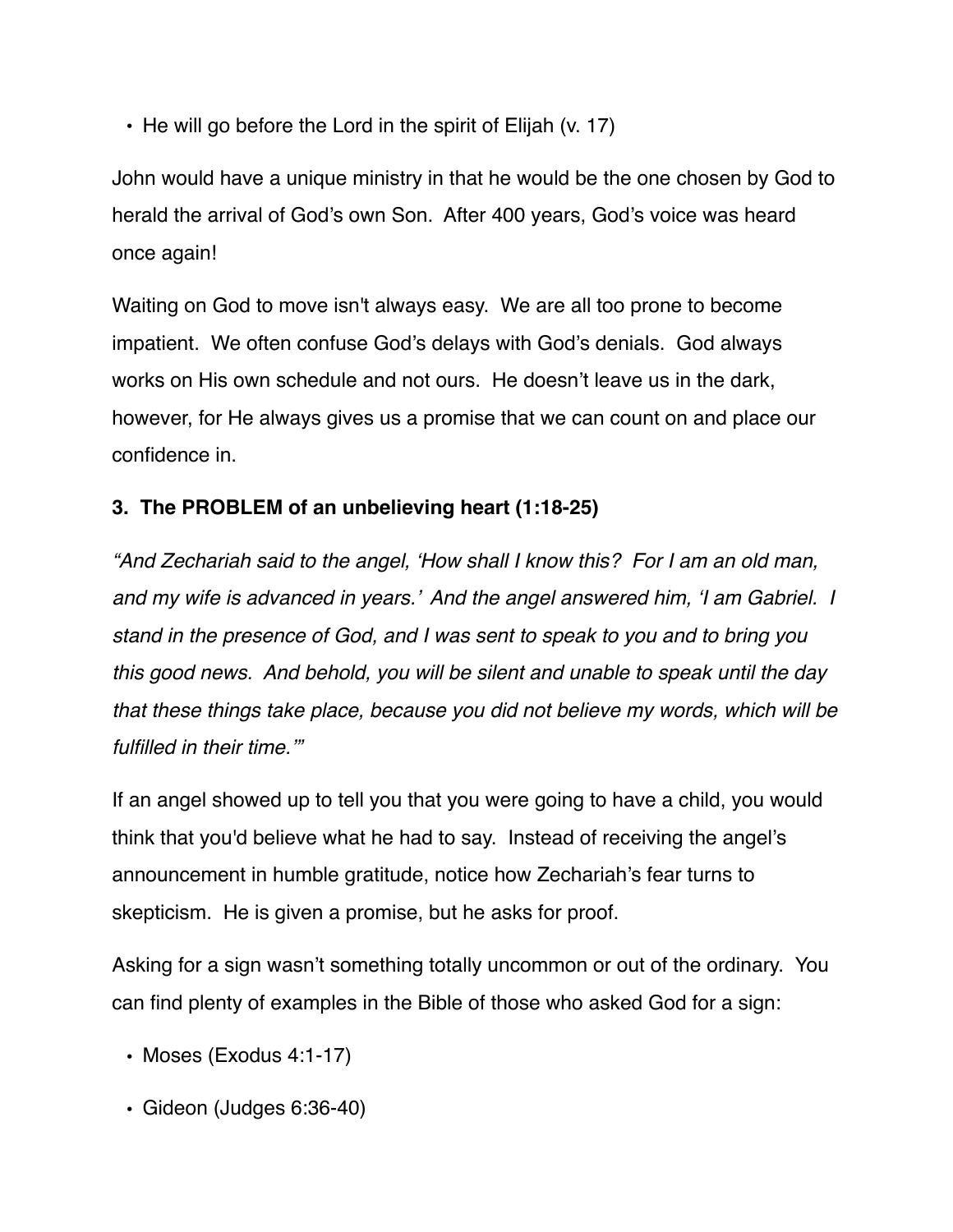- He will go before the Lord in the spirit of Elijah (v. 17)

John would have a unique ministry in that he would be the one chosen by God to herald the arrival of God's own Son. After 400 years, God's voice was heard once again!

Waiting on God to move isn't always easy. We are all too prone to become impatient. We often confuse God's delays with God's denials. God always works on His own schedule and not ours. He doesn't leave us in the dark, however, for He always gives us a promise that we can count on and place our confidence in.

### 3. The PROBLEM of an unbelieving heart (1:18-25)

*"And Zechariah said to the angel, 'How shall I know this? For I am an old man, and my wife is advanced in years.' And the angel answered him, 'I am Gabriel. I stand in the presence of God, and I was sent to speak to you and to bring you this good news. And behold, you will be silent and unable to speak until the day that these things take place, because you did not believe my words, which will be fulfilled in their time.'"*

If an angel showed up to tell you that you were going to have a child, you would think that you'd believe what he had to say. Instead of receiving the angel's announcement in humble gratitude, notice how Zechariah's fear turns to skepticism. He is given a promise, but he asks for proof.

Asking for a sign wasn't something totally uncommon or out of the ordinary. You can find plenty of examples in the Bible of those who asked God for a sign:

- Moses (Exodus 4:1-17)
- Gideon (Judges 6:36-40)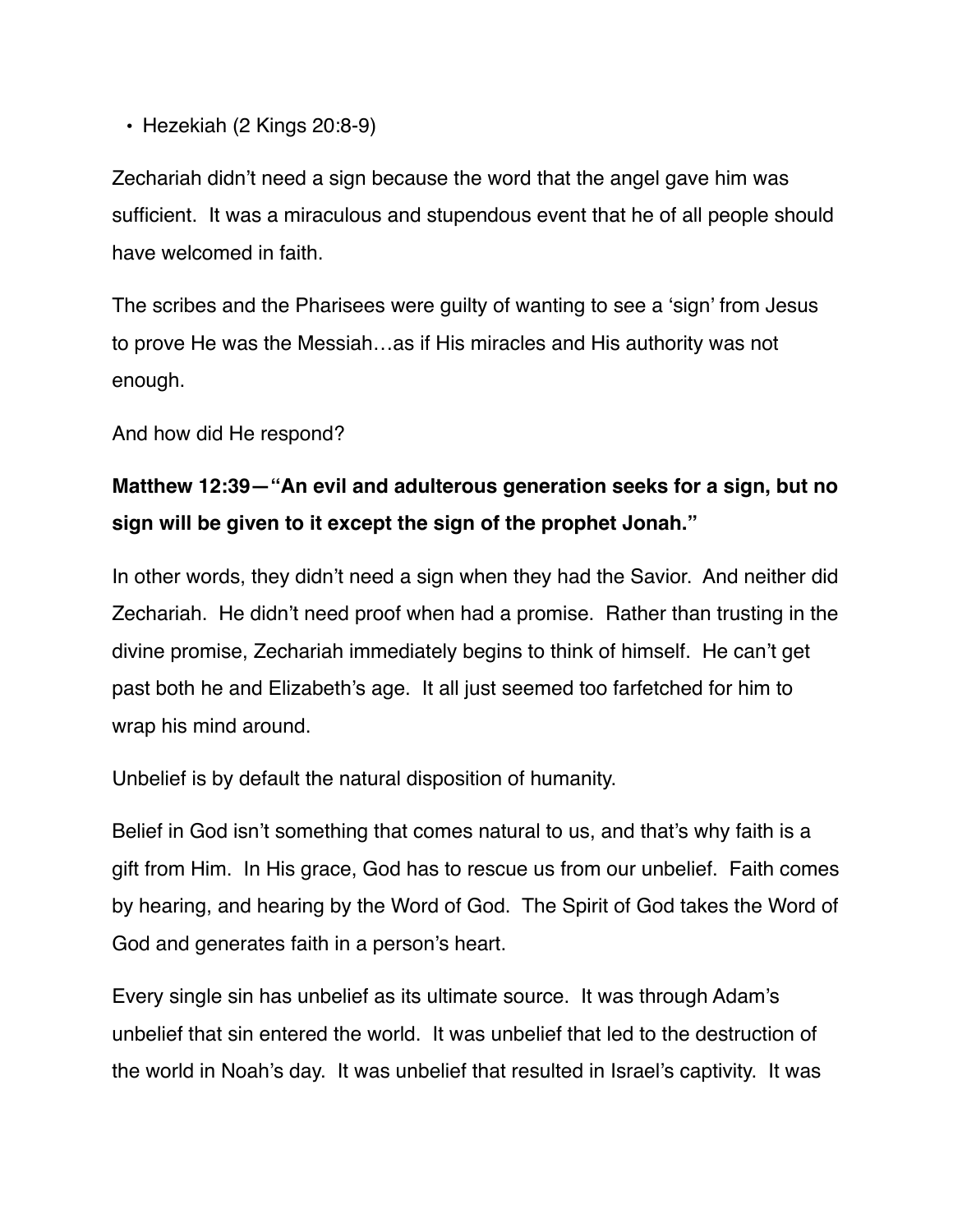- Hezekiah (2 Kings 20:8-9)

Zechariah didn't need a sign because the word that the angel gave him was sufficient. It was a miraculous and stupendous event that he of all people should have welcomed in faith.

The scribes and the Pharisees were guilty of wanting to see a 'sign' from Jesus to prove He was the Messiah…as if His miracles and His authority was not enough.

And how did He respond?

**Matthew 12:39—"An evil and adulterous generation seeks for a sign, but no sign will be given to it except the sign of the prophet Jonah."**

In other words, they didn't need a sign when they had the Savior. And neither did Zechariah. He didn't need proof when had a promise. Rather than trusting in the divine promise, Zechariah immediately begins to think of himself. He can't get past both he and Elizabeth's age. It all just seemed too farfetched for him to wrap his mind around.

Unbelief is by default the natural disposition of humanity.

Belief in God isn't something that comes natural to us, and that's why faith is a gift from Him. In His grace, God has to rescue us from our unbelief. Faith comes by hearing, and hearing by the Word of God. The Spirit of God takes the Word of God and generates faith in a person's heart.

Every single sin has unbelief as its ultimate source. It was through Adam's unbelief that sin entered the world. It was unbelief that led to the destruction of the world in Noah's day. It was unbelief that resulted in Israel's captivity. It was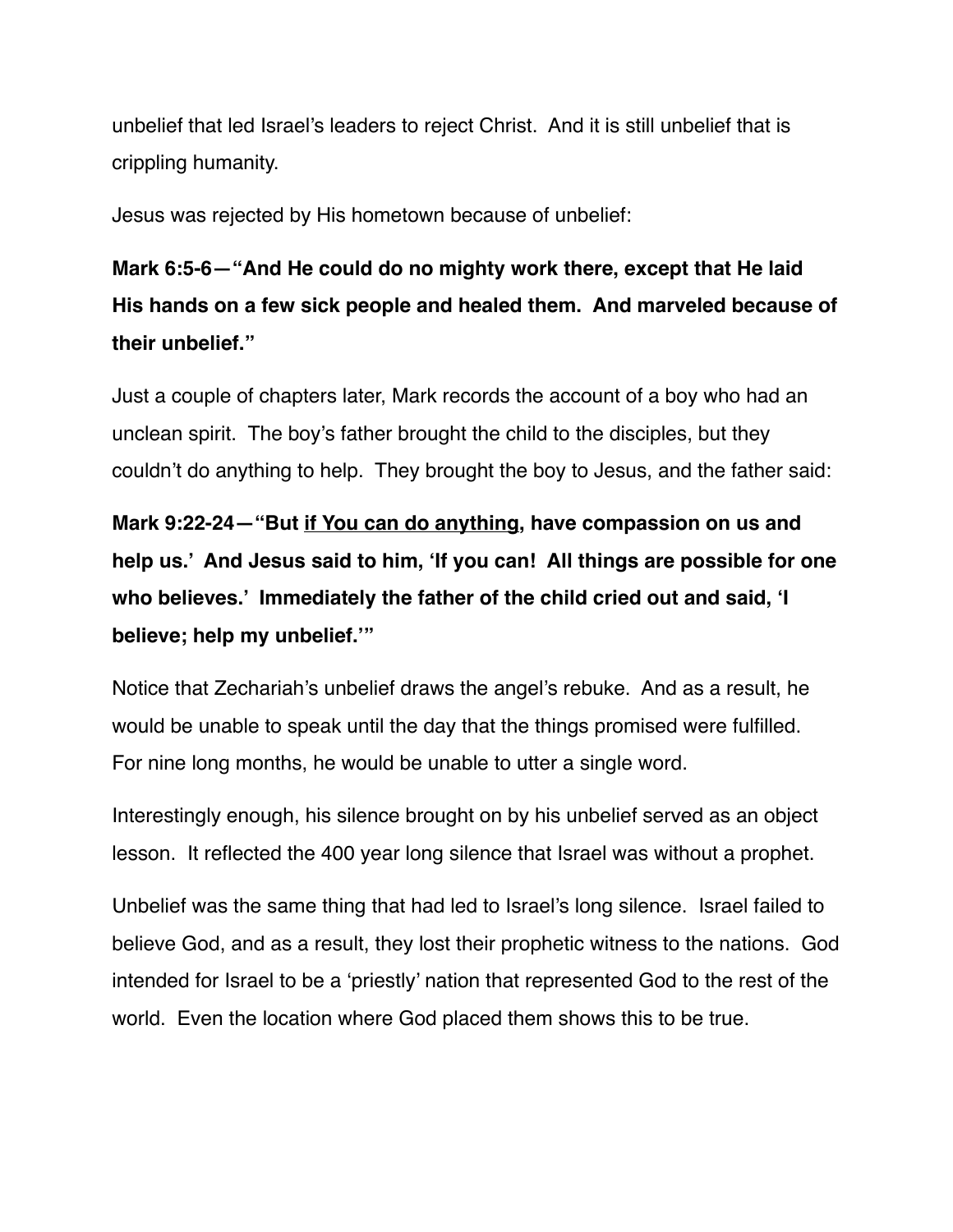unbelief that led Israel's leaders to reject Christ. And it is still unbelief that is crippling humanity.

Jesus was rejected by His hometown because of unbelief:

**Mark 6:5-6—"And He could do no mighty work there, except that He laid His hands on a few sick people and healed them. And marveled because of their unbelief."**

Just a couple of chapters later, Mark records the account of a boy who had an unclean spirit. The boy's father brought the child to the disciples, but they couldn't do anything to help. They brought the boy to Jesus, and the father said:

**Mark 9:22-24—"But <u>if You can do anything</u>, have compassion on us and help us.' And Jesus said to him, 'If you can! All things are possible for one who believes.' Immediately the father of the child cried out and said, 'I believe; help my unbelief.'"**

Notice that Zechariah's unbelief draws the angel's rebuke. And as a result, he would be unable to speak until the day that the things promised were fulfilled. For nine long months, he would be unable to utter a single word.

Interestingly enough, his silence brought on by his unbelief served as an object lesson. It reflected the 400 year long silence that Israel was without a prophet.

Unbelief was the same thing that had led to Israel's long silence. Israel failed to believe God, and as a result, they lost their prophetic witness to the nations. God intended for Israel to be a 'priestly' nation that represented God to the rest of the world. Even the location where God placed them shows this to be true.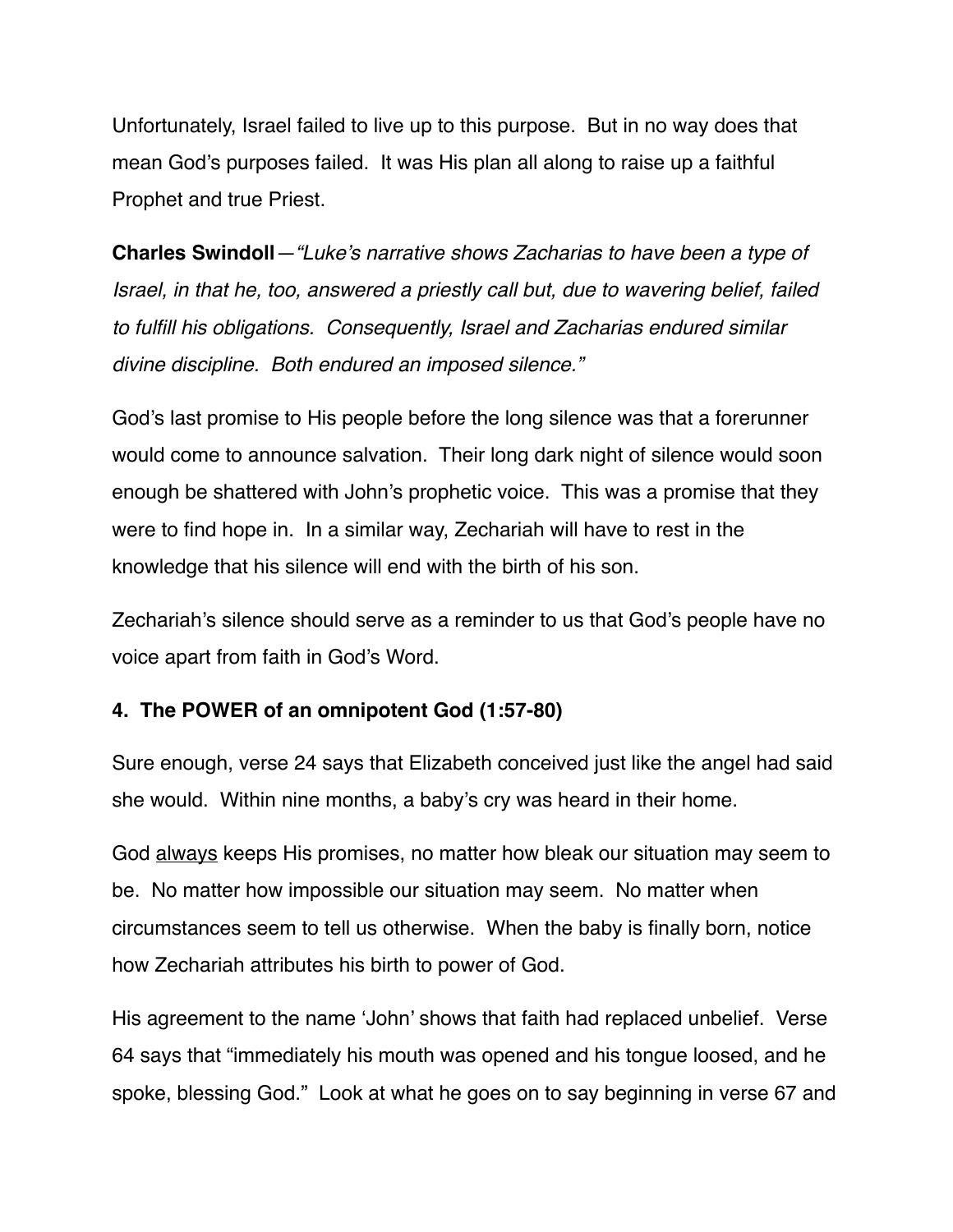Unfortunately, Israel failed to live up to this purpose. But in no way does that mean God's purposes failed. It was His plan all along to raise up a faithful Prophet and true Priest.

**Charles Swindoll**—*"Luke's narrative shows Zacharias to have been a type of Israel, in that he, too, answered a priestly call but, due to wavering belief, failed to fulfill his obligations. Consequently, Israel and Zacharias endured similar divine discipline. Both endured an imposed silence."*

God's last promise to His people before the long silence was that a forerunner would come to announce salvation. Their long dark night of silence would soon enough be shattered with John's prophetic voice. This was a promise that they were to find hope in. In a similar way, Zechariah will have to rest in the knowledge that his silence will end with the birth of his son.

Zechariah's silence should serve as a reminder to us that God's people have no voice apart from faith in God's Word.

**4. The POWER of an omnipotent God (1:57-80)**

Sure enough, verse 24 says that Elizabeth conceived just like the angel had said she would. Within nine months, a baby's cry was heard in their home.

God <u>always</u> keeps His promises, no matter how bleak our situation may seem to be. No matter how impossible our situation may seem. No matter when circumstances seem to tell us otherwise. When the baby is finally born, notice how Zechariah attributes his birth to power of God.

His agreement to the name 'John' shows that faith had replaced unbelief. Verse 64 says that "immediately his mouth was opened and his tongue loosed, and he spoke, blessing God." Look at what he goes on to say beginning in verse 67 and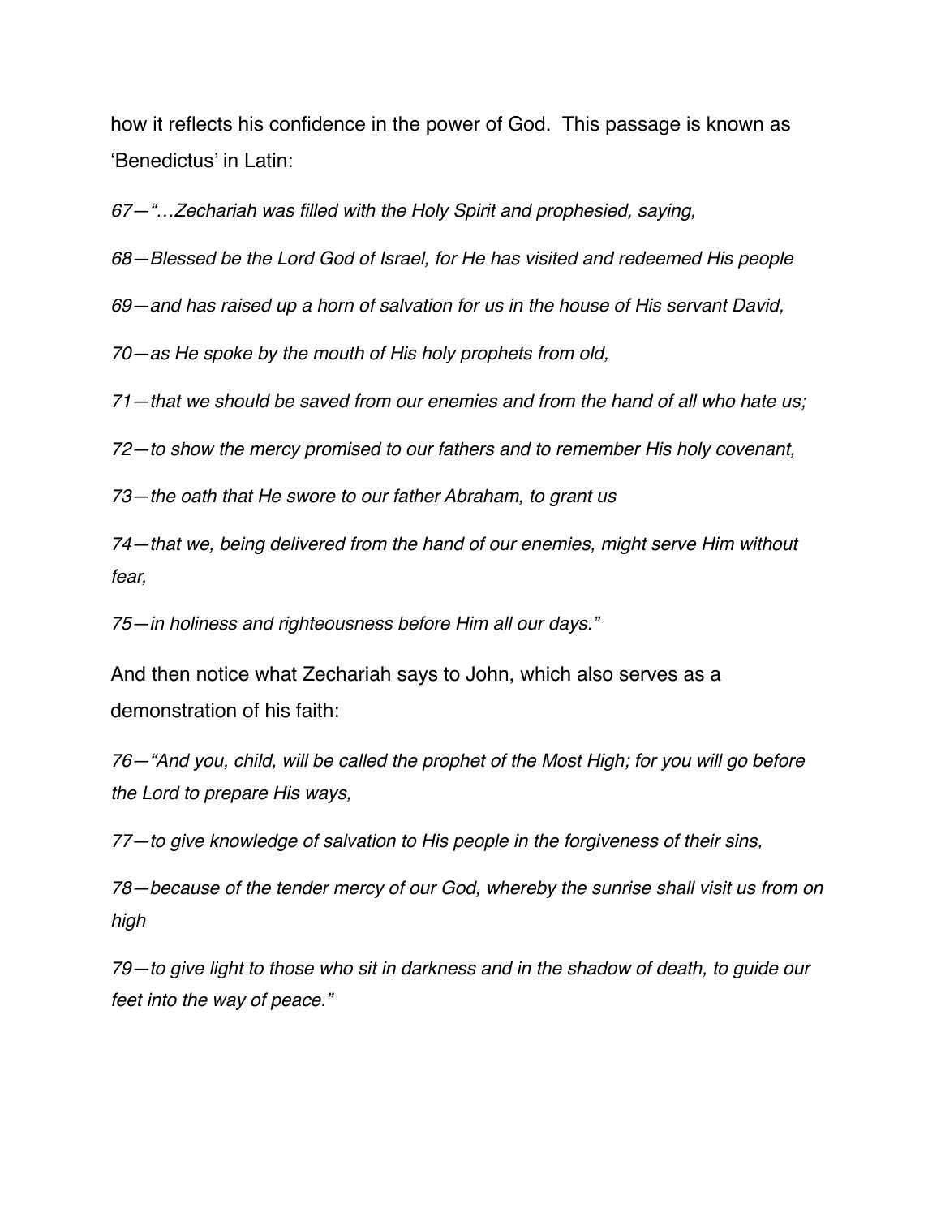how it reflects his confidence in the power of God. This passage is known as 'Benedictus' in Latin:

*67—"…Zechariah was filled with the Holy Spirit and prophesied, saying,*

*68—Blessed be the Lord God of Israel, for He has visited and redeemed His people*

*69—and has raised up a horn of salvation for us in the house of His servant David,*

*70—as He spoke by the mouth of His holy prophets from old,*

*71—that we should be saved from our enemies and from the hand of all who hate us;*

*72—to show the mercy promised to our fathers and to remember His holy covenant,*

*73—the oath that He swore to our father Abraham, to grant us*

*74—that we, being delivered from the hand of our enemies, might serve Him without fear,*

*75—in holiness and righteousness before Him all our days."*

And then notice what Zechariah says to John, which also serves as a demonstration of his faith:

*76—"And you, child, will be called the prophet of the Most High; for you will go before the Lord to prepare His ways,*

*77—to give knowledge of salvation to His people in the forgiveness of their sins,*

*78—because of the tender mercy of our God, whereby the sunrise shall visit us from on high*

*79—to give light to those who sit in darkness and in the shadow of death, to guide our feet into the way of peace."*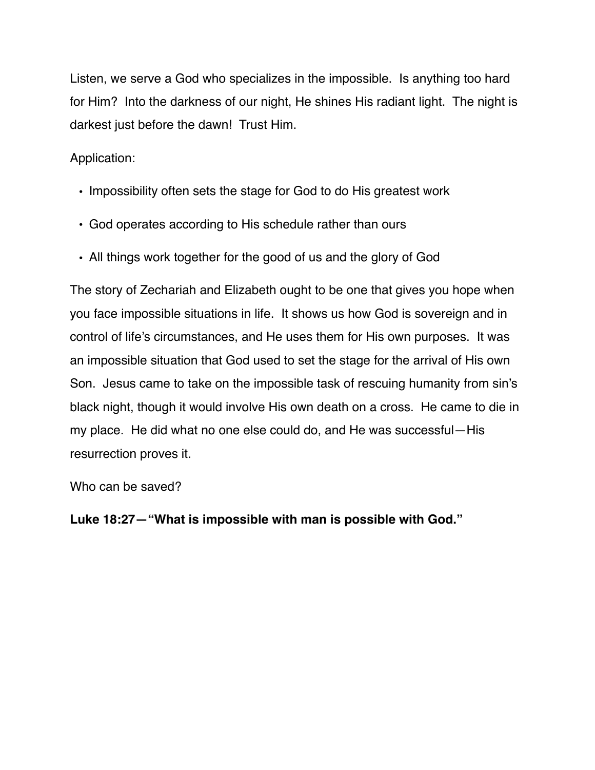Listen, we serve a God who specializes in the impossible. Is anything too hard for Him? Into the darkness of our night, He shines His radiant light. The night is darkest just before the dawn! Trust Him.

Application:

- Impossibility often sets the stage for God to do His greatest work
- God operates according to His schedule rather than ours
- All things work together for the good of us and the glory of God

The story of Zechariah and Elizabeth ought to be one that gives you hope when you face impossible situations in life. It shows us how God is sovereign and in control of life's circumstances, and He uses them for His own purposes. It was an impossible situation that God used to set the stage for the arrival of His own Son. Jesus came to take on the impossible task of rescuing humanity from sin's black night, though it would involve His own death on a cross. He came to die in my place. He did what no one else could do, and He was successful—His resurrection proves it.

Who can be saved?

**Luke 18:27—"What is impossible with man is possible with God."**